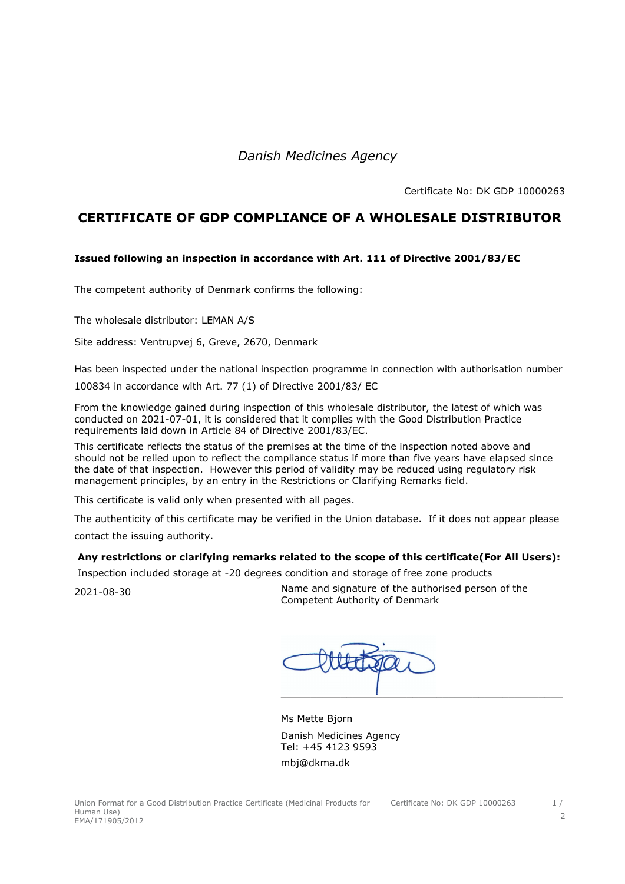*Danish Medicines Agency*

Certificate No: DK GDP 10000263

# CERTIFICATE OF GDP COMPLIANCE OF A WHOLESALE DISTRIBUTOR

**Issued following an inspection in accordance with Art. 111 of Directive 2001/83/EC**

The competent authority of Denmark confirms the following:

The wholesale distributor: LEMAN A/S

Site address: Ventrupvej 6, Greve, 2670, Denmark

Has been inspected under the national inspection programme in connection with authorisation number 100834 in accordance with Art. 77 (1) of Directive 2001/83/ EC

From the knowledge gained during inspection of this wholesale distributor, the latest of which was conducted on 2021-07-01, it is considered that it complies with the Good Distribution Practice requirements laid down in Article 84 of Directive 2001/83/EC.

This certificate reflects the status of the premises at the time of the inspection noted above and should not be relied upon to reflect the compliance status if more than five years have elapsed since the date of that inspection. However this period of validity may be reduced using regulatory risk management principles, by an entry in the Restrictions or Clarifying Remarks field.

This certificate is valid only when presented with all pages.

The authenticity of this certificate may be verified in the Union database. If it does not appear please contact the issuing authority.

**Any restrictions or clarifying remarks related to the scope of this certificate(For All Users):**

Inspection included storage at -20 degrees condition and storage of free zone products

2021-08-30

Name and signature of the authorised person of the Competent Authority of Denmark

Ms Mette Bjorn

Danish Medicines Agency
Tel: +45 4123 9593

mbj@dkma.dk

Union Format for a Good Distribution Practice Certificate (Medicinal Products for Human Use)
EMA/171905/2012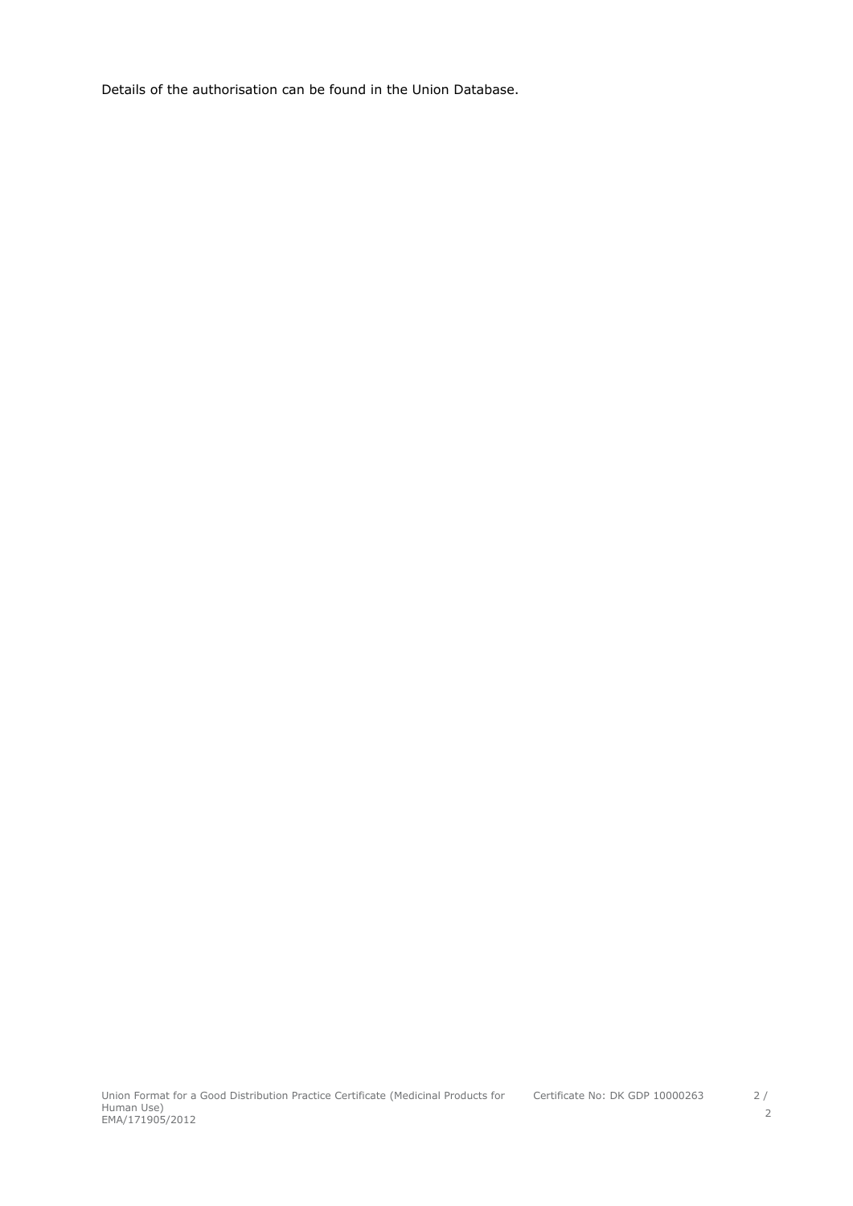Details of the authorisation can be found in the Union Database.